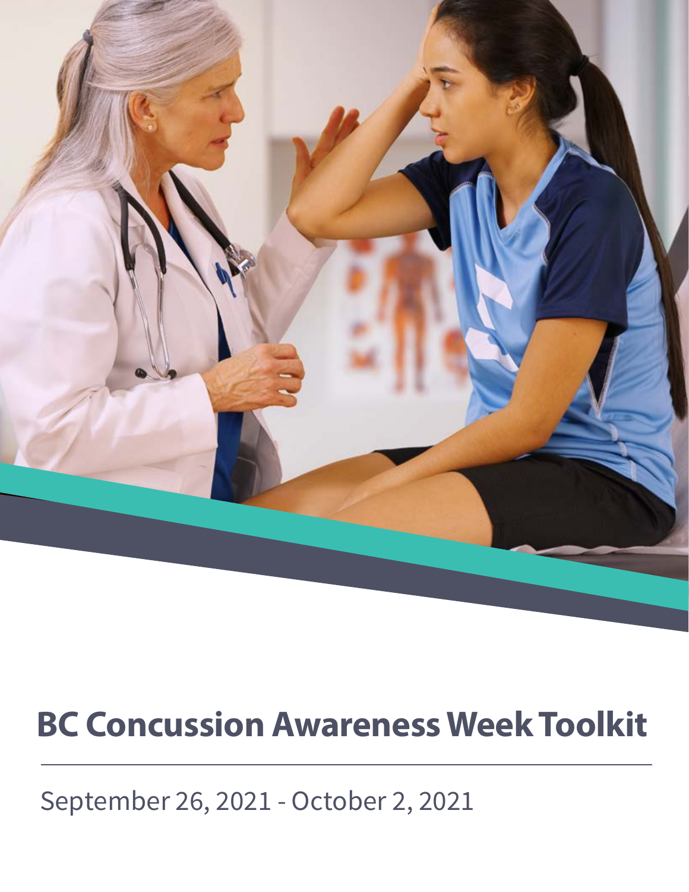# BC Concussion Awareness Week Toolkit

September 26, 2021 - October 2, 2021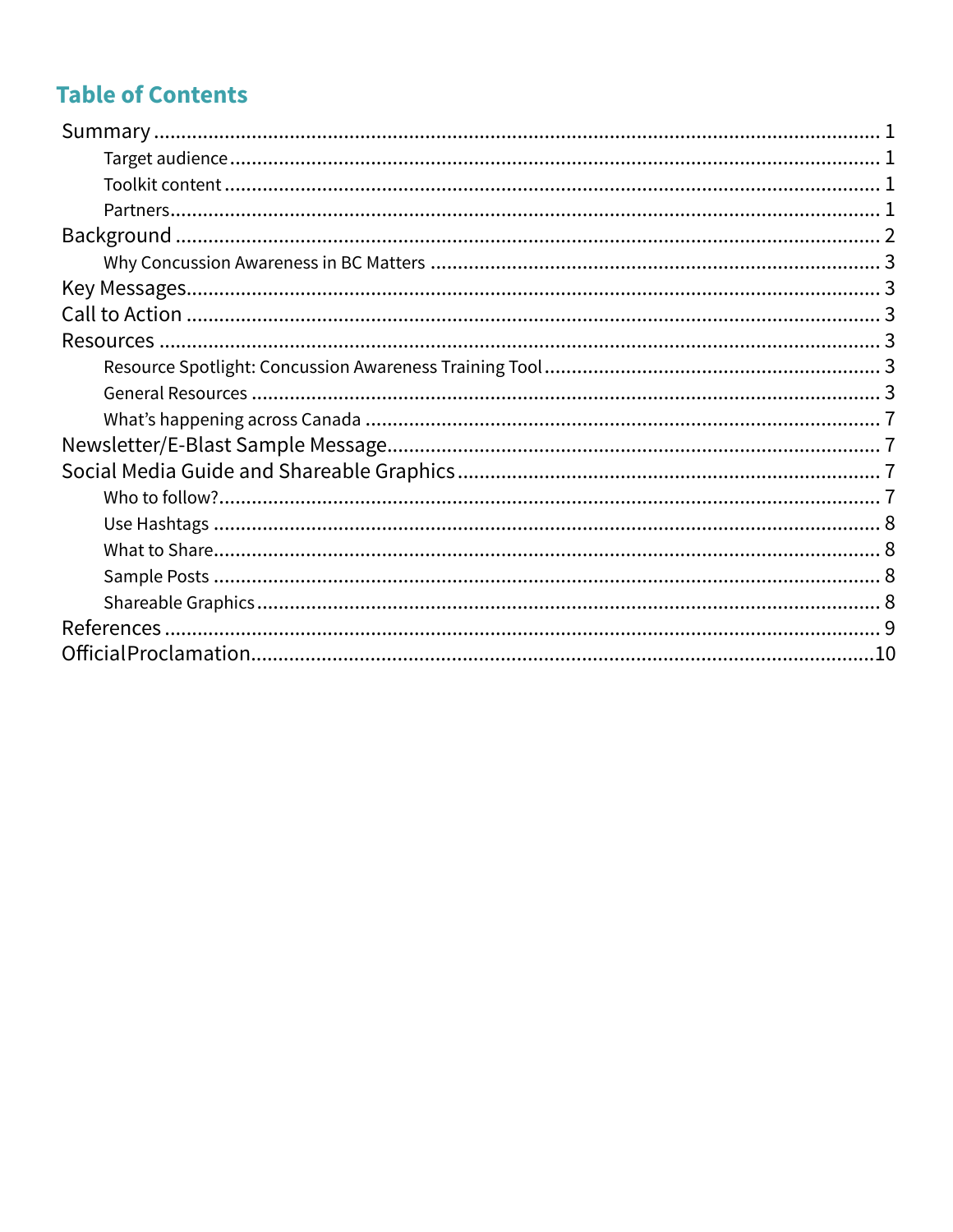## Table of Contents

- Summary ..... 1
  - Target audience ..... 1
  - Toolkit content ..... 1
  - Partners ..... 1
- Background ..... 2
  - Why Concussion Awareness in BC Matters ..... 3
- Key Messages ..... 3
- Call to Action ..... 3
- Resources ..... 3
  - Resource Spotlight: Concussion Awareness Training Tool ..... 3
  - General Resources ..... 3
  - What's happening across Canada ..... 7
- Newsletter/E-Blast Sample Message ..... 7
- Social Media Guide and Shareable Graphics ..... 7
  - Who to follow? ..... 7
  - Use Hashtags ..... 8
  - What to Share ..... 8
  - Sample Posts ..... 8
  - Shareable Graphics ..... 8
- References ..... 9
- OfficialProclamation ..... 10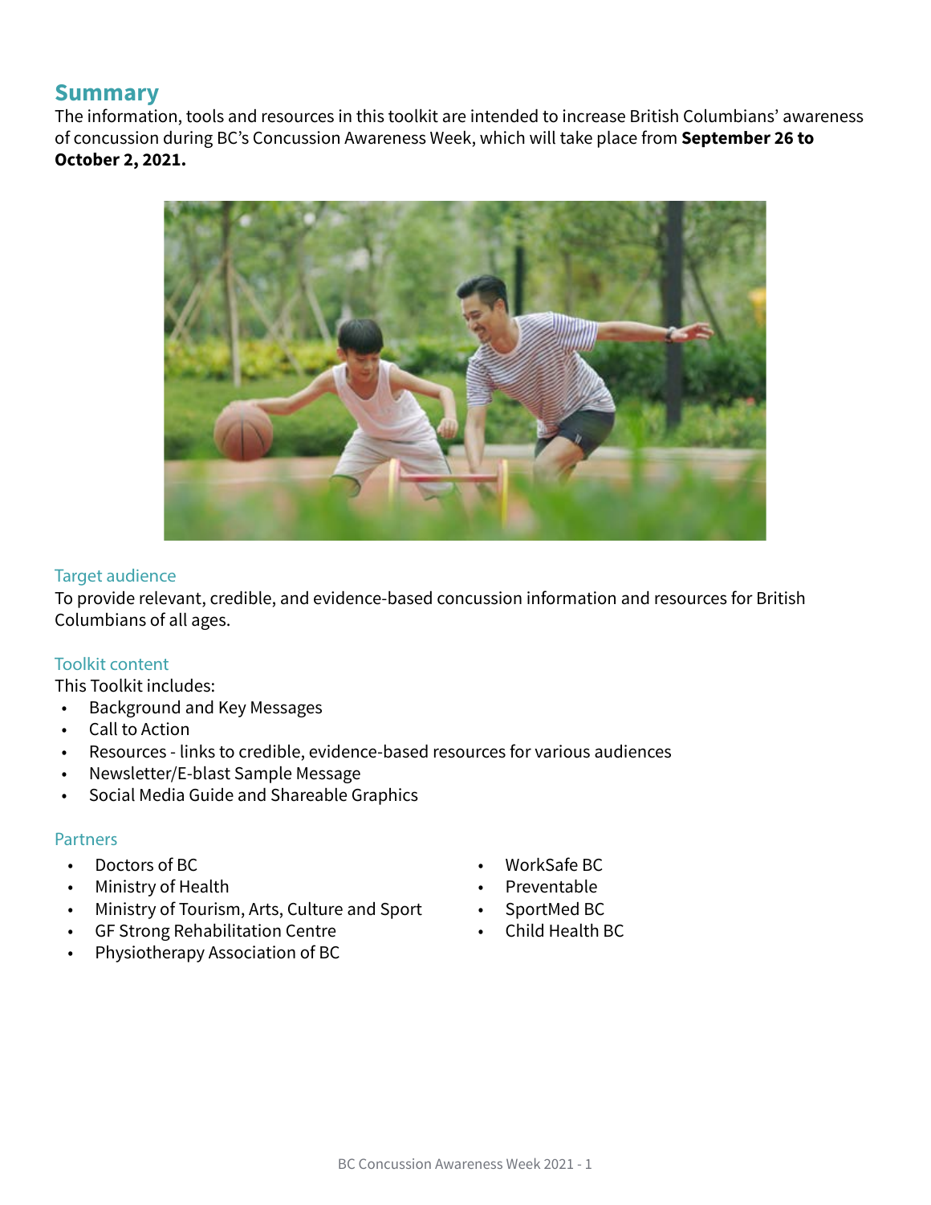## Summary

The information, tools and resources in this toolkit are intended to increase British Columbians' awareness of concussion during BC's Concussion Awareness Week, which will take place from **September 26 to October 2, 2021.**

### Target audience

To provide relevant, credible, and evidence-based concussion information and resources for British Columbians of all ages.

### Toolkit content

This Toolkit includes:

- Background and Key Messages
- Call to Action
- Resources - links to credible, evidence-based resources for various audiences
- Newsletter/E-blast Sample Message
- Social Media Guide and Shareable Graphics

### Partners

- Doctors of BC
- Ministry of Health
- Ministry of Tourism, Arts, Culture and Sport
- GF Strong Rehabilitation Centre
- Physiotherapy Association of BC
- WorkSafe BC
- Preventable
- SportMed BC
- Child Health BC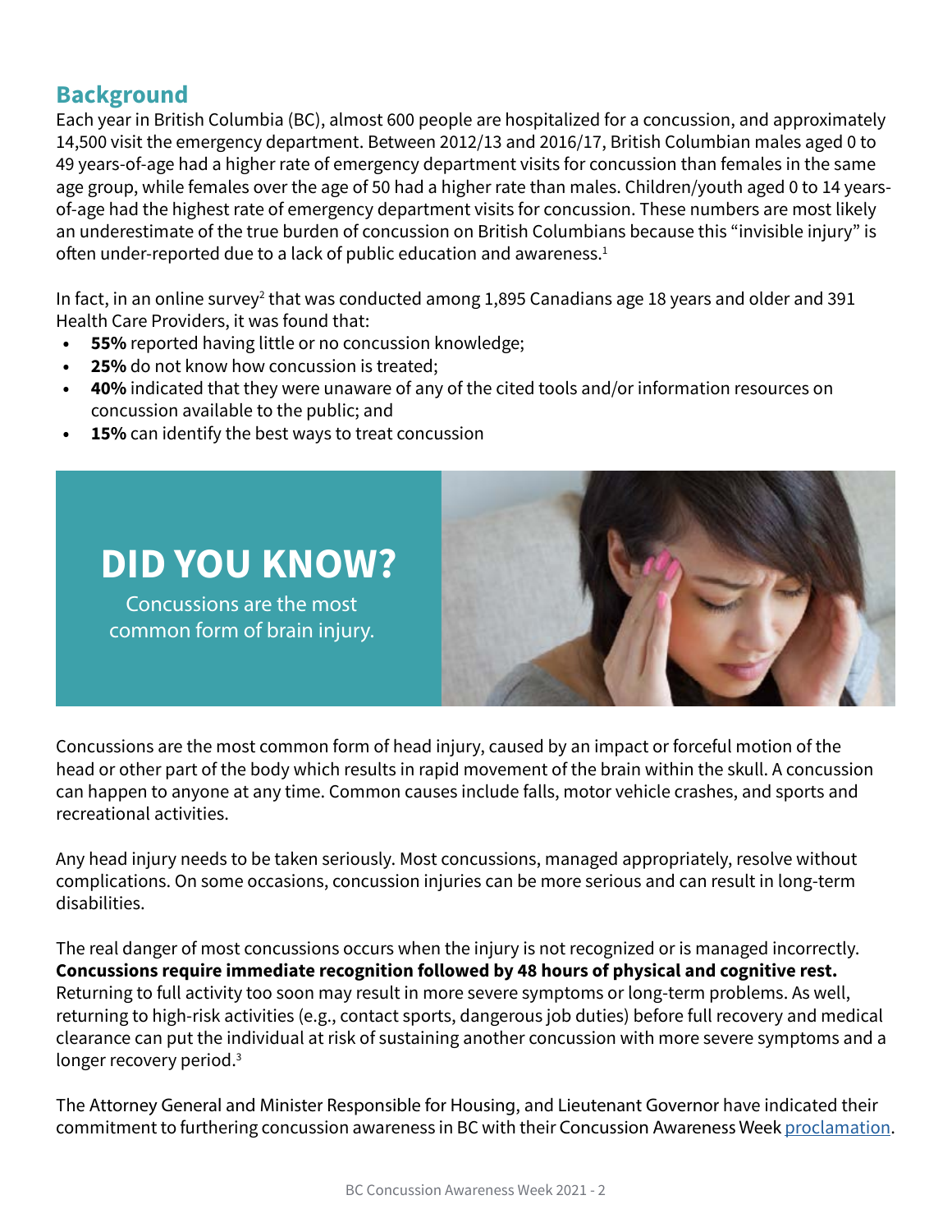## Background

Each year in British Columbia (BC), almost 600 people are hospitalized for a concussion, and approximately 14,500 visit the emergency department. Between 2012/13 and 2016/17, British Columbian males aged 0 to 49 years-of-age had a higher rate of emergency department visits for concussion than females in the same age group, while females over the age of 50 had a higher rate than males. Children/youth aged 0 to 14 years-of-age had the highest rate of emergency department visits for concussion. These numbers are most likely an underestimate of the true burden of concussion on British Columbians because this "invisible injury" is often under-reported due to a lack of public education and awareness.[1]

In fact, in an online survey[2] that was conducted among 1,895 Canadians age 18 years and older and 391 Health Care Providers, it was found that:

- **55%** reported having little or no concussion knowledge;
- **25%** do not know how concussion is treated;
- **40%** indicated that they were unaware of any of the cited tools and/or information resources on concussion available to the public; and
- **15%** can identify the best ways to treat concussion

**DID YOU KNOW?**

Concussions are the most common form of brain injury.

Concussions are the most common form of head injury, caused by an impact or forceful motion of the head or other part of the body which results in rapid movement of the brain within the skull. A concussion can happen to anyone at any time. Common causes include falls, motor vehicle crashes, and sports and recreational activities.

Any head injury needs to be taken seriously. Most concussions, managed appropriately, resolve without complications. On some occasions, concussion injuries can be more serious and can result in long-term disabilities.

The real danger of most concussions occurs when the injury is not recognized or is managed incorrectly. **Concussions require immediate recognition followed by 48 hours of physical and cognitive rest.** Returning to full activity too soon may result in more severe symptoms or long-term problems. As well, returning to high-risk activities (e.g., contact sports, dangerous job duties) before full recovery and medical clearance can put the individual at risk of sustaining another concussion with more severe symptoms and a longer recovery period.[3]

The Attorney General and Minister Responsible for Housing, and Lieutenant Governor have indicated their commitment to furthering concussion awareness in BC with their Concussion Awareness Week proclamation.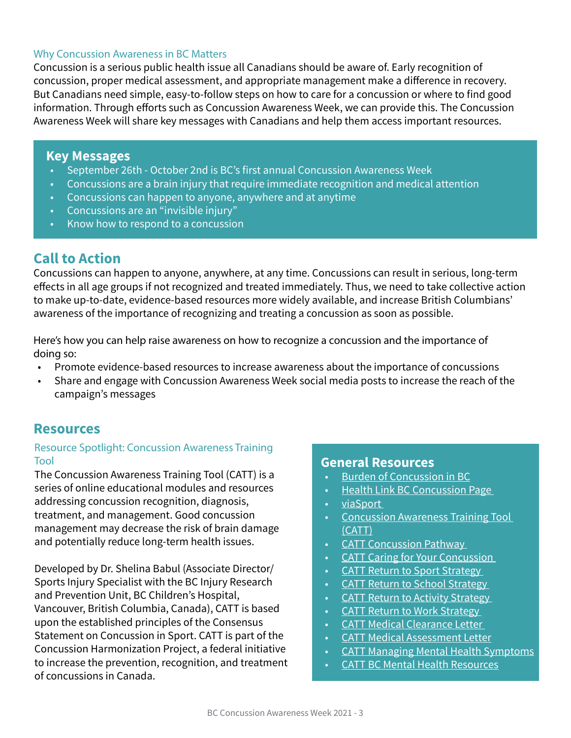### Why Concussion Awareness in BC Matters

Concussion is a serious public health issue all Canadians should be aware of. Early recognition of concussion, proper medical assessment, and appropriate management make a difference in recovery. But Canadians need simple, easy-to-follow steps on how to care for a concussion or where to find good information. Through efforts such as Concussion Awareness Week, we can provide this. The Concussion Awareness Week will share key messages with Canadians and help them access important resources.

## Key Messages

- September 26th - October 2nd is BC's first annual Concussion Awareness Week
- Concussions are a brain injury that require immediate recognition and medical attention
- Concussions can happen to anyone, anywhere and at anytime
- Concussions are an "invisible injury"
- Know how to respond to a concussion

## Call to Action

Concussions can happen to anyone, anywhere, at any time. Concussions can result in serious, long-term effects in all age groups if not recognized and treated immediately. Thus, we need to take collective action to make up-to-date, evidence-based resources more widely available, and increase British Columbians' awareness of the importance of recognizing and treating a concussion as soon as possible.

Here's how you can help raise awareness on how to recognize a concussion and the importance of doing so:

- Promote evidence-based resources to increase awareness about the importance of concussions
- Share and engage with Concussion Awareness Week social media posts to increase the reach of the campaign's messages

## Resources

### Resource Spotlight: Concussion Awareness Training Tool

The Concussion Awareness Training Tool (CATT) is a series of online educational modules and resources addressing concussion recognition, diagnosis, treatment, and management. Good concussion management may decrease the risk of brain damage and potentially reduce long-term health issues.

Developed by Dr. Shelina Babul (Associate Director/ Sports Injury Specialist with the BC Injury Research and Prevention Unit, BC Children's Hospital, Vancouver, British Columbia, Canada), CATT is based upon the established principles of the Consensus Statement on Concussion in Sport. CATT is part of the Concussion Harmonization Project, a federal initiative to increase the prevention, recognition, and treatment of concussions in Canada.

### General Resources

- Burden of Concussion in BC
- Health Link BC Concussion Page
- viaSport
- Concussion Awareness Training Tool (CATT)
- CATT Concussion Pathway
- CATT Caring for Your Concussion
- CATT Return to Sport Strategy
- CATT Return to School Strategy
- CATT Return to Activity Strategy
- CATT Return to Work Strategy
- CATT Medical Clearance Letter
- CATT Medical Assessment Letter
- CATT Managing Mental Health Symptoms
- CATT BC Mental Health Resources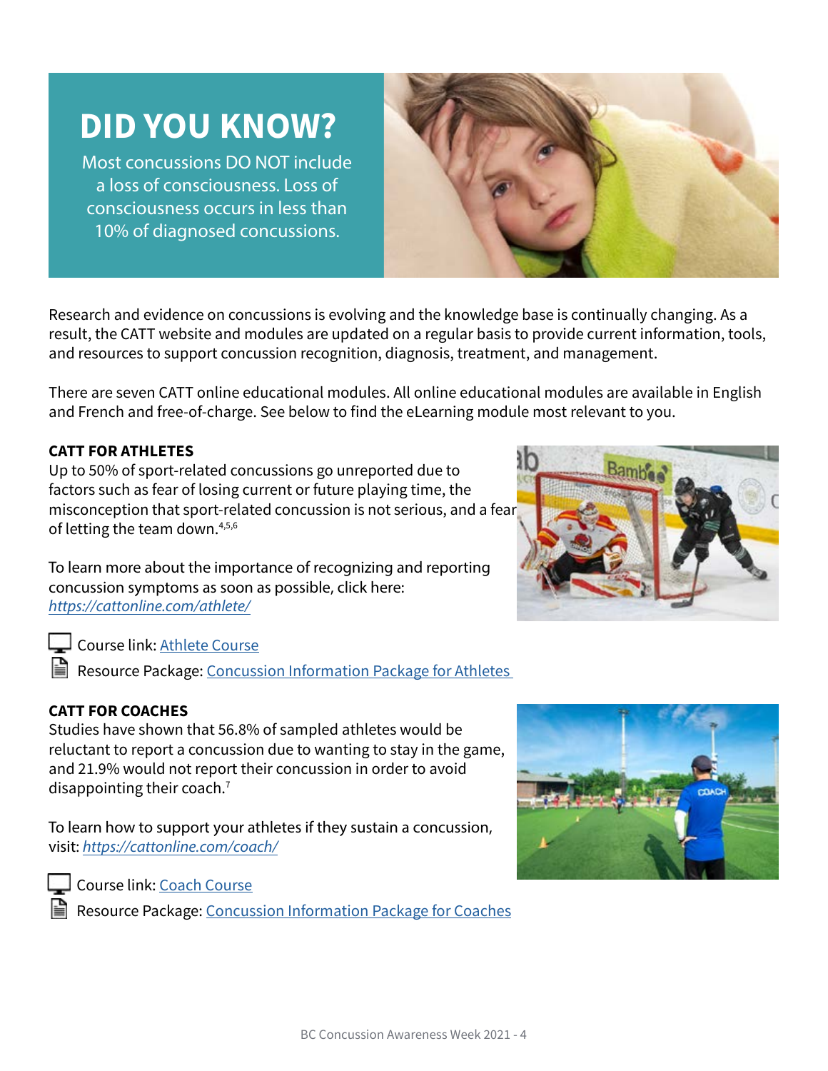# DID YOU KNOW?

Most concussions DO NOT include a loss of consciousness. Loss of consciousness occurs in less than 10% of diagnosed concussions.

Research and evidence on concussions is evolving and the knowledge base is continually changing. As a result, the CATT website and modules are updated on a regular basis to provide current information, tools, and resources to support concussion recognition, diagnosis, treatment, and management.

There are seven CATT online educational modules. All online educational modules are available in English and French and free-of-charge. See below to find the eLearning module most relevant to you.

**CATT FOR ATHLETES**

Up to 50% of sport-related concussions go unreported due to factors such as fear of losing current or future playing time, the misconception that sport-related concussion is not serious, and a fear of letting the team down.[4,5,6]

To learn more about the importance of recognizing and reporting concussion symptoms as soon as possible, click here: *https://cattonline.com/athlete/*

Course link: Athlete Course

Resource Package: Concussion Information Package for Athletes

**CATT FOR COACHES**

Studies have shown that 56.8% of sampled athletes would be reluctant to report a concussion due to wanting to stay in the game, and 21.9% would not report their concussion in order to avoid disappointing their coach.[7]

To learn how to support your athletes if they sustain a concussion, visit: *https://cattonline.com/coach/*

Course link: Coach Course

Resource Package: Concussion Information Package for Coaches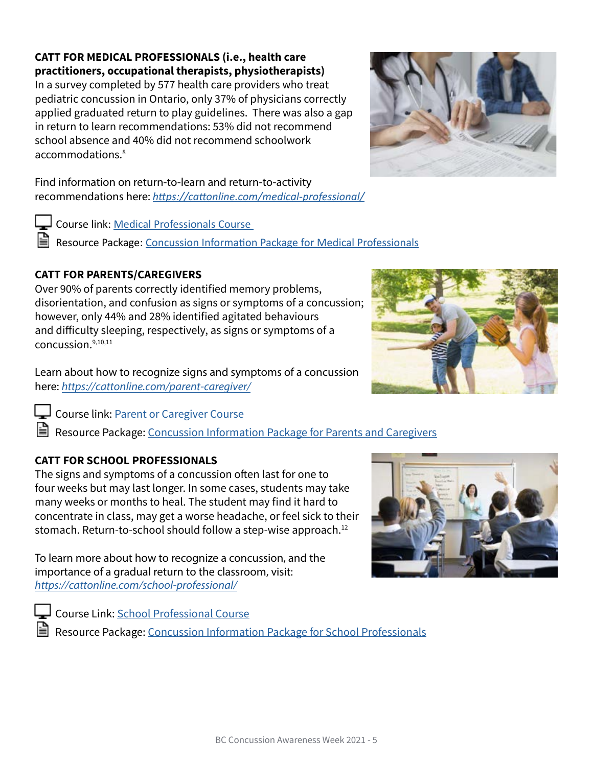**CATT FOR MEDICAL PROFESSIONALS (i.e., health care practitioners, occupational therapists, physiotherapists)**

In a survey completed by 577 health care providers who treat pediatric concussion in Ontario, only 37% of physicians correctly applied graduated return to play guidelines. There was also a gap in return to learn recommendations: 53% did not recommend school absence and 40% did not recommend schoolwork accommodations.[8]

Find information on return-to-learn and return-to-activity recommendations here: *https://cattonline.com/medical-professional/*

Course link: [Medical Professionals Course]

Resource Package: [Concussion Information Package for Medical Professionals]

**CATT FOR PARENTS/CAREGIVERS**

Over 90% of parents correctly identified memory problems, disorientation, and confusion as signs or symptoms of a concussion; however, only 44% and 28% identified agitated behaviours and difficulty sleeping, respectively, as signs or symptoms of a concussion.[9,10,11]

Learn about how to recognize signs and symptoms of a concussion here: *https://cattonline.com/parent-caregiver/*

Course link: [Parent or Caregiver Course]

Resource Package: [Concussion Information Package for Parents and Caregivers]

**CATT FOR SCHOOL PROFESSIONALS**

The signs and symptoms of a concussion often last for one to four weeks but may last longer. In some cases, students may take many weeks or months to heal. The student may find it hard to concentrate in class, may get a worse headache, or feel sick to their stomach. Return-to-school should follow a step-wise approach.[12]

To learn more about how to recognize a concussion, and the importance of a gradual return to the classroom, visit: *https://cattonline.com/school-professional/*

Course Link: [School Professional Course]

Resource Package: [Concussion Information Package for School Professionals]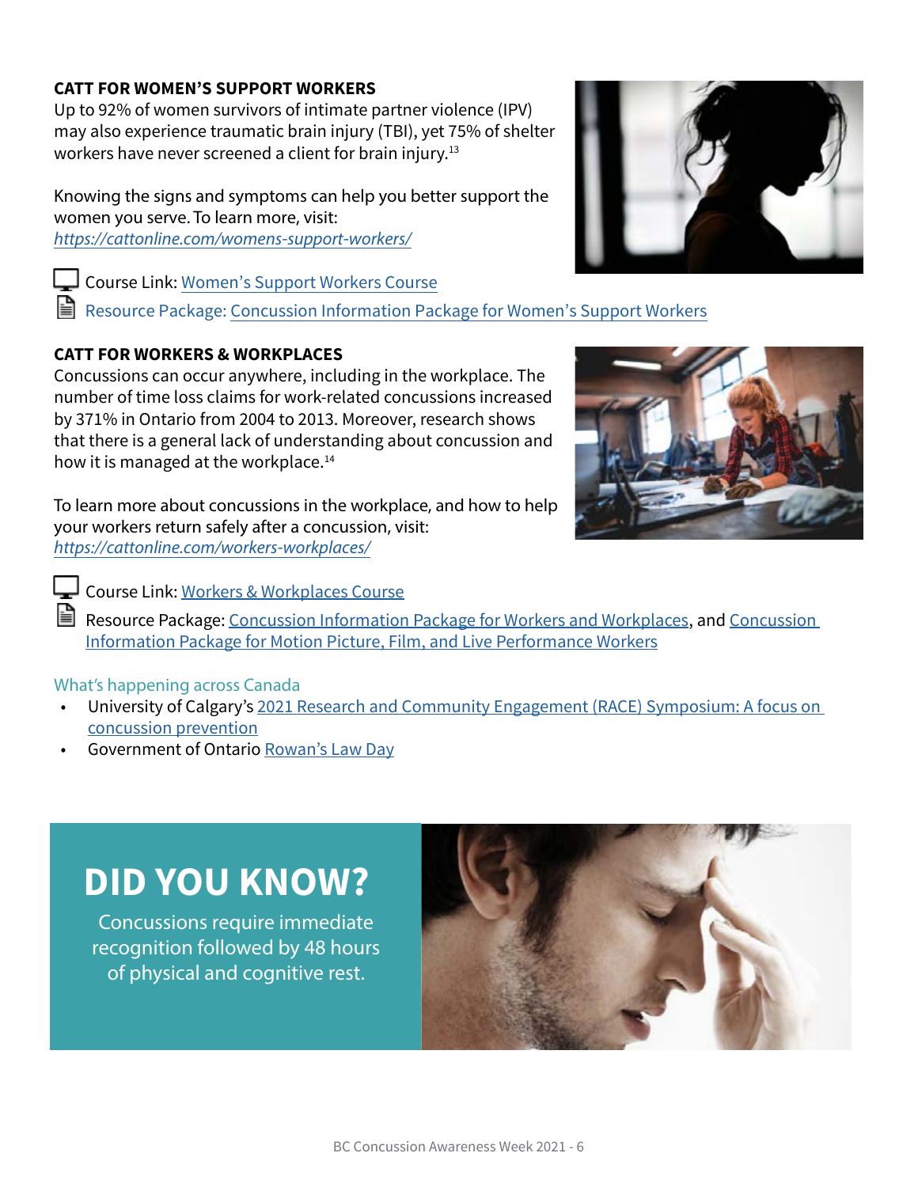### CATT FOR WOMEN'S SUPPORT WORKERS

Up to 92% of women survivors of intimate partner violence (IPV) may also experience traumatic brain injury (TBI), yet 75% of shelter workers have never screened a client for brain injury.[13]

Knowing the signs and symptoms can help you better support the women you serve. To learn more, visit: *https://cattonline.com/womens-support-workers/*

Course Link: Women's Support Workers Course

Resource Package: Concussion Information Package for Women's Support Workers

### CATT FOR WORKERS & WORKPLACES

Concussions can occur anywhere, including in the workplace. The number of time loss claims for work-related concussions increased by 371% in Ontario from 2004 to 2013. Moreover, research shows that there is a general lack of understanding about concussion and how it is managed at the workplace.[14]

To learn more about concussions in the workplace, and how to help your workers return safely after a concussion, visit: *https://cattonline.com/workers-workplaces/*

Course Link: Workers & Workplaces Course

Resource Package: Concussion Information Package for Workers and Workplaces, and Concussion Information Package for Motion Picture, Film, and Live Performance Workers

#### What's happening across Canada

- University of Calgary's 2021 Research and Community Engagement (RACE) Symposium: A focus on concussion prevention
- Government of Ontario Rowan's Law Day

## DID YOU KNOW?

Concussions require immediate recognition followed by 48 hours of physical and cognitive rest.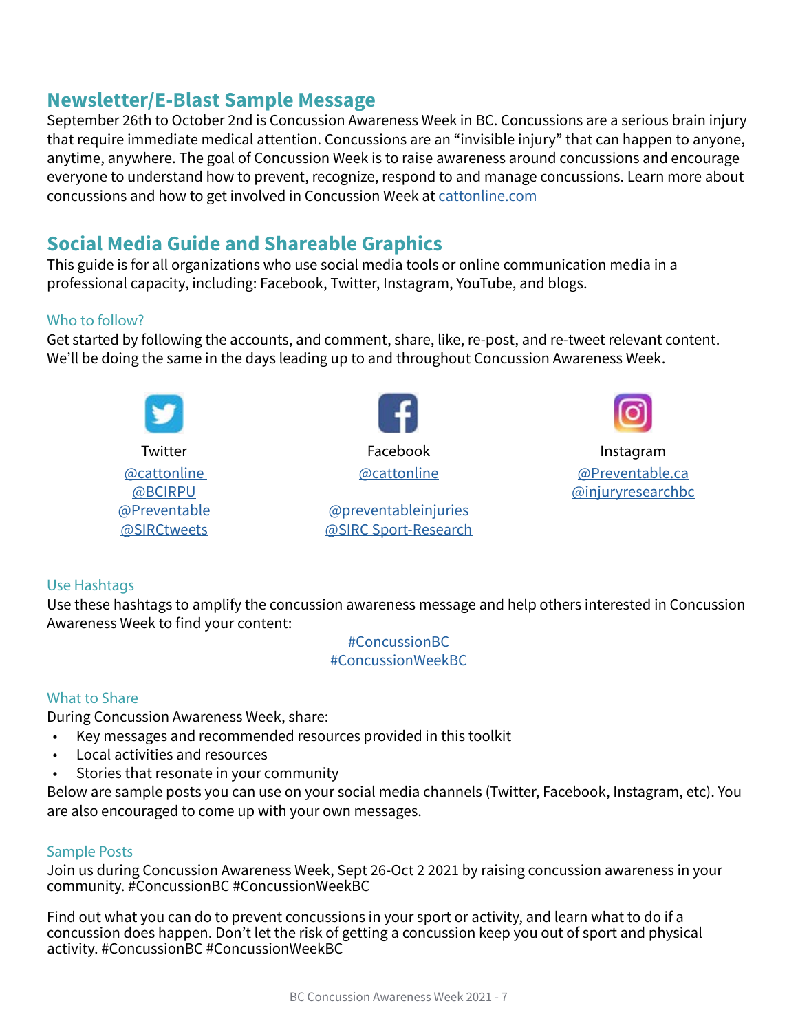## Newsletter/E-Blast Sample Message

September 26th to October 2nd is Concussion Awareness Week in BC. Concussions are a serious brain injury that require immediate medical attention. Concussions are an "invisible injury" that can happen to anyone, anytime, anywhere. The goal of Concussion Week is to raise awareness around concussions and encourage everyone to understand how to prevent, recognize, respond to and manage concussions. Learn more about concussions and how to get involved in Concussion Week at [cattonline.com](cattonline.com)

## Social Media Guide and Shareable Graphics

This guide is for all organizations who use social media tools or online communication media in a professional capacity, including: Facebook, Twitter, Instagram, YouTube, and blogs.

### Who to follow?

Get started by following the accounts, and comment, share, like, re-post, and re-tweet relevant content. We'll be doing the same in the days leading up to and throughout Concussion Awareness Week.

**Twitter**
- @cattonline
- @BCIRPU
- @Preventable
- @SIRCtweets

**Facebook**
- @cattonline
- @preventableinjuries
- @SIRC Sport-Research

**Instagram**
- @Preventable.ca
- @injuryresearchbc

### Use Hashtags

Use these hashtags to amplify the concussion awareness message and help others interested in Concussion Awareness Week to find your content:

#ConcussionBC
#ConcussionWeekBC

### What to Share

During Concussion Awareness Week, share:

- Key messages and recommended resources provided in this toolkit
- Local activities and resources
- Stories that resonate in your community

Below are sample posts you can use on your social media channels (Twitter, Facebook, Instagram, etc). You are also encouraged to come up with your own messages.

### Sample Posts

Join us during Concussion Awareness Week, Sept 26-Oct 2 2021 by raising concussion awareness in your community. #ConcussionBC #ConcussionWeekBC

Find out what you can do to prevent concussions in your sport or activity, and learn what to do if a concussion does happen. Don't let the risk of getting a concussion keep you out of sport and physical activity. #ConcussionBC #ConcussionWeekBC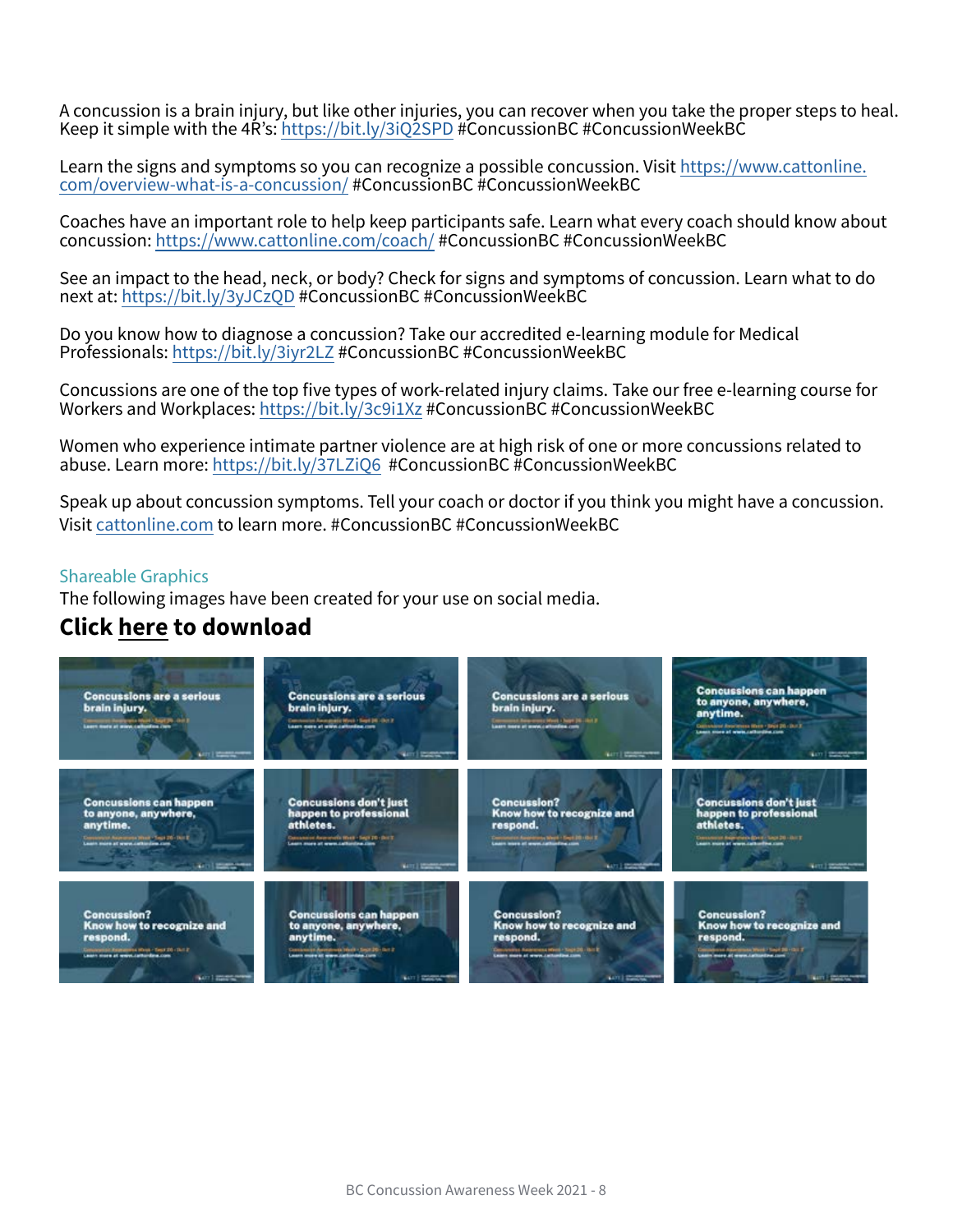A concussion is a brain injury, but like other injuries, you can recover when you take the proper steps to heal. Keep it simple with the 4R's: https://bit.ly/3iQ2SPD #ConcussionBC #ConcussionWeekBC

Learn the signs and symptoms so you can recognize a possible concussion. Visit https://www.cattonline.com/overview-what-is-a-concussion/ #ConcussionBC #ConcussionWeekBC

Coaches have an important role to help keep participants safe. Learn what every coach should know about concussion: https://www.cattonline.com/coach/ #ConcussionBC #ConcussionWeekBC

See an impact to the head, neck, or body? Check for signs and symptoms of concussion. Learn what to do next at: https://bit.ly/3yJCzQD #ConcussionBC #ConcussionWeekBC

Do you know how to diagnose a concussion? Take our accredited e-learning module for Medical Professionals: https://bit.ly/3iyr2LZ #ConcussionBC #ConcussionWeekBC

Concussions are one of the top five types of work-related injury claims. Take our free e-learning course for Workers and Workplaces: https://bit.ly/3c9i1Xz #ConcussionBC #ConcussionWeekBC

Women who experience intimate partner violence are at high risk of one or more concussions related to abuse. Learn more: https://bit.ly/37LZiQ6 #ConcussionBC #ConcussionWeekBC

Speak up about concussion symptoms. Tell your coach or doctor if you think you might have a concussion. Visit cattonline.com to learn more. #ConcussionBC #ConcussionWeekBC

### Shareable Graphics

The following images have been created for your use on social media.

## Click here to download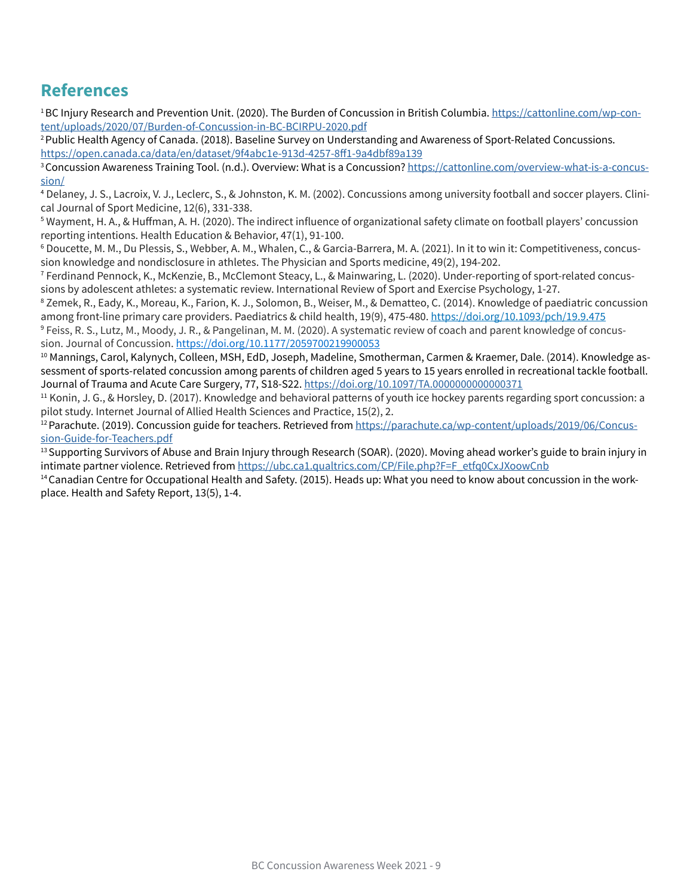## References

[1] BC Injury Research and Prevention Unit. (2020). The Burden of Concussion in British Columbia. https://cattonline.com/wp-content/uploads/2020/07/Burden-of-Concussion-in-BC-BCIRPU-2020.pdf

[2] Public Health Agency of Canada. (2018). Baseline Survey on Understanding and Awareness of Sport-Related Concussions. https://open.canada.ca/data/en/dataset/9f4abc1e-913d-4257-8ff1-9a4dbf89a139

[3] Concussion Awareness Training Tool. (n.d.). Overview: What is a Concussion? https://cattonline.com/overview-what-is-a-concussion/

[4] Delaney, J. S., Lacroix, V. J., Leclerc, S., & Johnston, K. M. (2002). Concussions among university football and soccer players. Clinical Journal of Sport Medicine, 12(6), 331-338.

[5] Wayment, H. A., & Huffman, A. H. (2020). The indirect influence of organizational safety climate on football players' concussion reporting intentions. Health Education & Behavior, 47(1), 91-100.

[6] Doucette, M. M., Du Plessis, S., Webber, A. M., Whalen, C., & Garcia-Barrera, M. A. (2021). In it to win it: Competitiveness, concussion knowledge and nondisclosure in athletes. The Physician and Sports medicine, 49(2), 194-202.

[7] Ferdinand Pennock, K., McKenzie, B., McClemont Steacy, L., & Mainwaring, L. (2020). Under-reporting of sport-related concussions by adolescent athletes: a systematic review. International Review of Sport and Exercise Psychology, 1-27.

[8] Zemek, R., Eady, K., Moreau, K., Farion, K. J., Solomon, B., Weiser, M., & Dematteo, C. (2014). Knowledge of paediatric concussion among front-line primary care providers. Paediatrics & child health, 19(9), 475-480. https://doi.org/10.1093/pch/19.9.475

[9] Feiss, R. S., Lutz, M., Moody, J. R., & Pangelinan, M. M. (2020). A systematic review of coach and parent knowledge of concussion. Journal of Concussion. https://doi.org/10.1177/2059700219900053

[10] Mannings, Carol, Kalynych, Colleen, MSH, EdD, Joseph, Madeline, Smotherman, Carmen & Kraemer, Dale. (2014). Knowledge assessment of sports-related concussion among parents of children aged 5 years to 15 years enrolled in recreational tackle football. Journal of Trauma and Acute Care Surgery, 77, S18-S22. https://doi.org/10.1097/TA.0000000000000371

[11] Konin, J. G., & Horsley, D. (2017). Knowledge and behavioral patterns of youth ice hockey parents regarding sport concussion: a pilot study. Internet Journal of Allied Health Sciences and Practice, 15(2), 2.

[12] Parachute. (2019). Concussion guide for teachers. Retrieved from https://parachute.ca/wp-content/uploads/2019/06/Concussion-Guide-for-Teachers.pdf

[13] Supporting Survivors of Abuse and Brain Injury through Research (SOAR). (2020). Moving ahead worker's guide to brain injury in intimate partner violence. Retrieved from https://ubc.ca1.qualtrics.com/CP/File.php?F=F_etfq0CxJXoowCnb

[14] Canadian Centre for Occupational Health and Safety. (2015). Heads up: What you need to know about concussion in the workplace. Health and Safety Report, 13(5), 1-4.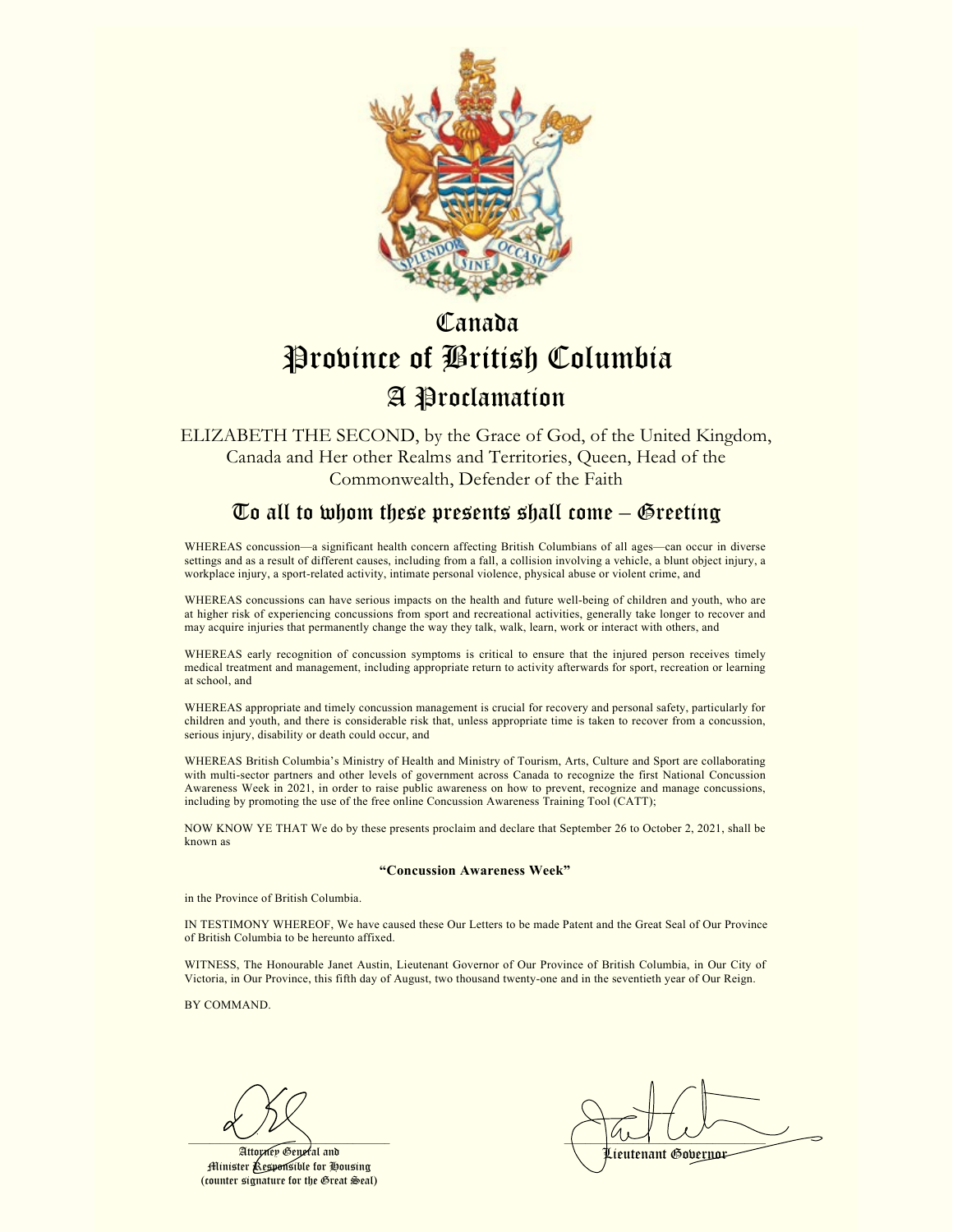# Canada
# Province of British Columbia
## A Proclamation

ELIZABETH THE SECOND, by the Grace of God, of the United Kingdom, Canada and Her other Realms and Territories, Queen, Head of the Commonwealth, Defender of the Faith

## To all to whom these presents shall come – Greeting

WHEREAS concussion—a significant health concern affecting British Columbians of all ages—can occur in diverse settings and as a result of different causes, including from a fall, a collision involving a vehicle, a blunt object injury, a workplace injury, a sport-related activity, intimate personal violence, physical abuse or violent crime, and

WHEREAS concussions can have serious impacts on the health and future well-being of children and youth, who are at higher risk of experiencing concussions from sport and recreational activities, generally take longer to recover and may acquire injuries that permanently change the way they talk, walk, learn, work or interact with others, and

WHEREAS early recognition of concussion symptoms is critical to ensure that the injured person receives timely medical treatment and management, including appropriate return to activity afterwards for sport, recreation or learning at school, and

WHEREAS appropriate and timely concussion management is crucial for recovery and personal safety, particularly for children and youth, and there is considerable risk that, unless appropriate time is taken to recover from a concussion, serious injury, disability or death could occur, and

WHEREAS British Columbia's Ministry of Health and Ministry of Tourism, Arts, Culture and Sport are collaborating with multi-sector partners and other levels of government across Canada to recognize the first National Concussion Awareness Week in 2021, in order to raise public awareness on how to prevent, recognize and manage concussions, including by promoting the use of the free online Concussion Awareness Training Tool (CATT);

NOW KNOW YE THAT We do by these presents proclaim and declare that September 26 to October 2, 2021, shall be known as

**"Concussion Awareness Week"**

in the Province of British Columbia.

IN TESTIMONY WHEREOF, We have caused these Our Letters to be made Patent and the Great Seal of Our Province of British Columbia to be hereunto affixed.

WITNESS, The Honourable Janet Austin, Lieutenant Governor of Our Province of British Columbia, in Our City of Victoria, in Our Province, this fifth day of August, two thousand twenty-one and in the seventieth year of Our Reign.

BY COMMAND.

Attorney General and
Minister Responsible for Housing
(counter signature for the Great Seal)

Lieutenant Governor